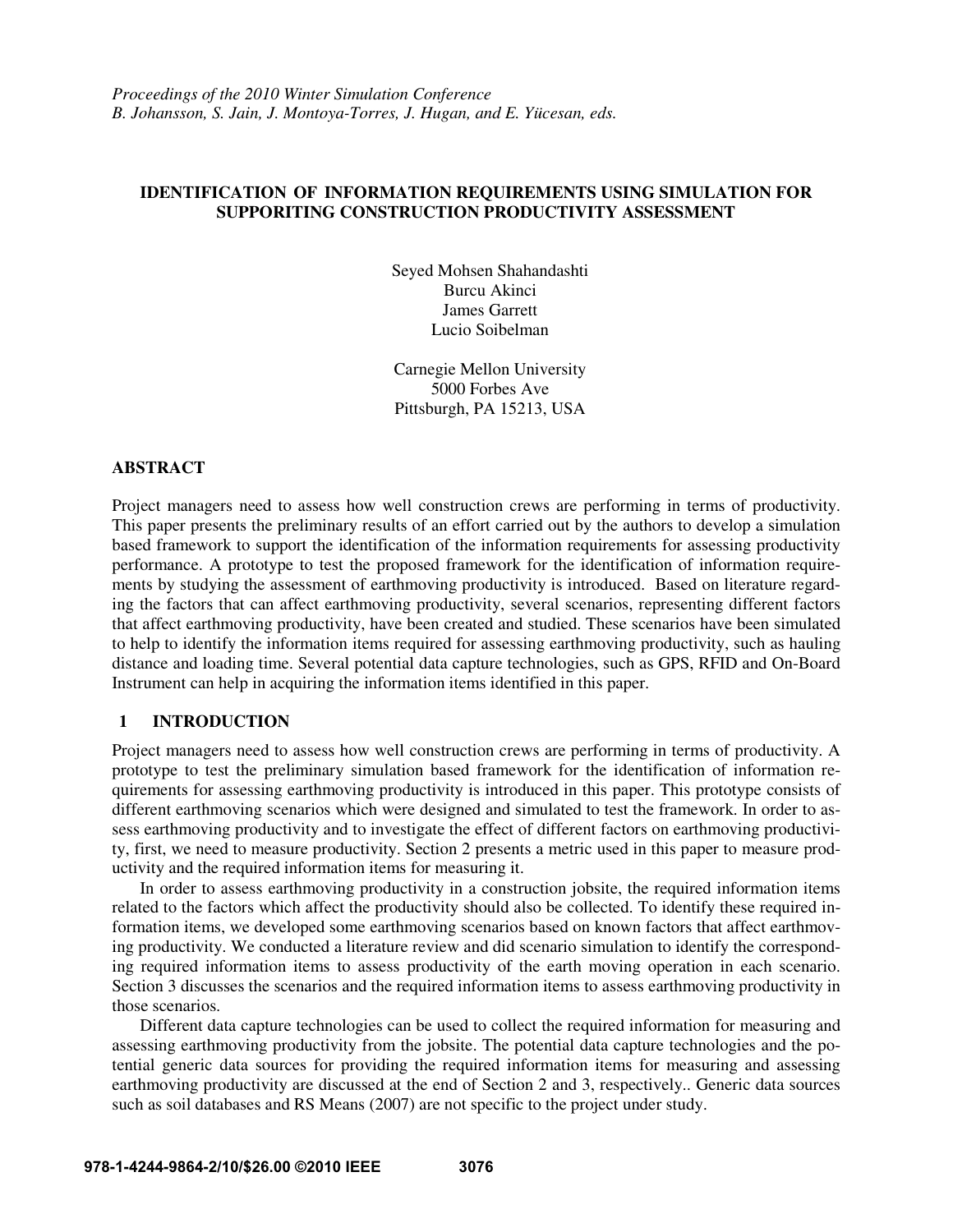*Proceedings of the 2010 Winter Simulation Conference*
*B. Johansson, S. Jain, J. Montoya-Torres, J. Hugan, and E. Yücesan, eds.*

# IDENTIFICATION OF INFORMATION REQUIREMENTS USING SIMULATION FOR SUPPORITING CONSTRUCTION PRODUCTIVITY ASSESSMENT

Seyed Mohsen Shahandashti
Burcu Akinci
James Garrett
Lucio Soibelman

Carnegie Mellon University
5000 Forbes Ave
Pittsburgh, PA 15213, USA

## ABSTRACT

Project managers need to assess how well construction crews are performing in terms of productivity. This paper presents the preliminary results of an effort carried out by the authors to develop a simulation based framework to support the identification of the information requirements for assessing productivity performance. A prototype to test the proposed framework for the identification of information requirements by studying the assessment of earthmoving productivity is introduced. Based on literature regarding the factors that can affect earthmoving productivity, several scenarios, representing different factors that affect earthmoving productivity, have been created and studied. These scenarios have been simulated to help to identify the information items required for assessing earthmoving productivity, such as hauling distance and loading time. Several potential data capture technologies, such as GPS, RFID and On-Board Instrument can help in acquiring the information items identified in this paper.

## 1 INTRODUCTION

Project managers need to assess how well construction crews are performing in terms of productivity. A prototype to test the preliminary simulation based framework for the identification of information requirements for assessing earthmoving productivity is introduced in this paper. This prototype consists of different earthmoving scenarios which were designed and simulated to test the framework. In order to assess earthmoving productivity and to investigate the effect of different factors on earthmoving productivity, first, we need to measure productivity. Section 2 presents a metric used in this paper to measure productivity and the required information items for measuring it.

In order to assess earthmoving productivity in a construction jobsite, the required information items related to the factors which affect the productivity should also be collected. To identify these required information items, we developed some earthmoving scenarios based on known factors that affect earthmoving productivity. We conducted a literature review and did scenario simulation to identify the corresponding required information items to assess productivity of the earth moving operation in each scenario. Section 3 discusses the scenarios and the required information items to assess earthmoving productivity in those scenarios.

Different data capture technologies can be used to collect the required information for measuring and assessing earthmoving productivity from the jobsite. The potential data capture technologies and the potential generic data sources for providing the required information items for measuring and assessing earthmoving productivity are discussed at the end of Section 2 and 3, respectively.. Generic data sources such as soil databases and RS Means (2007) are not specific to the project under study.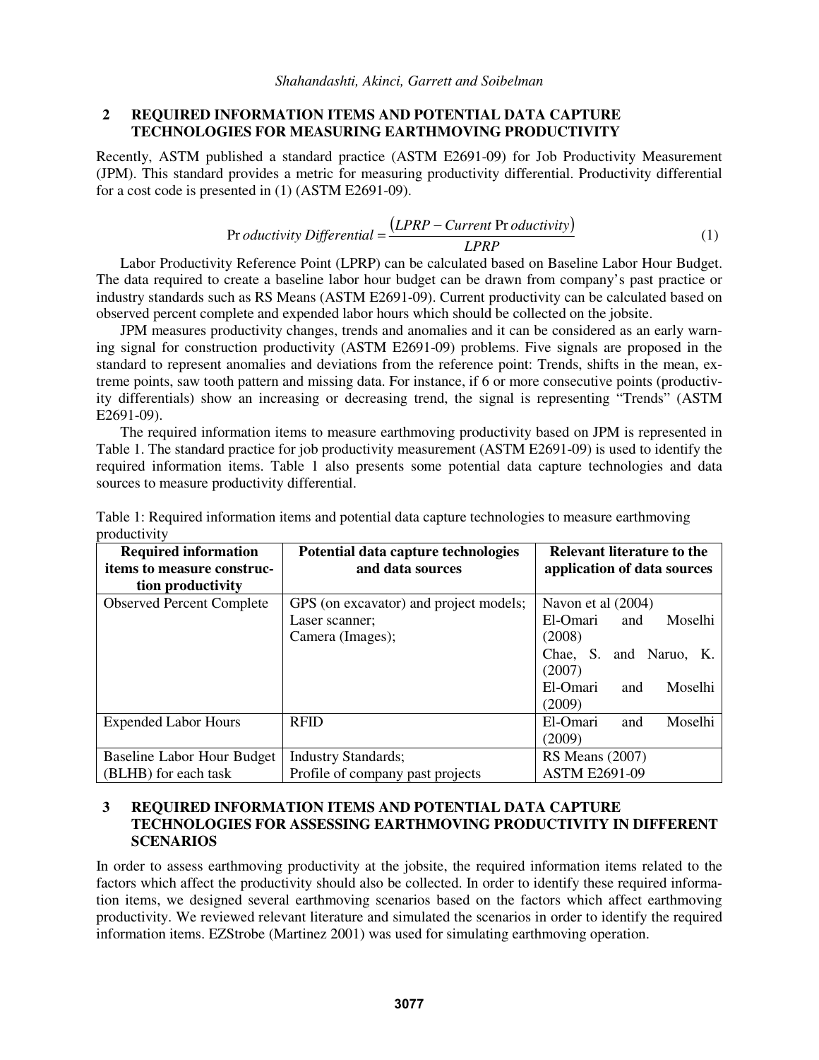## 2 REQUIRED INFORMATION ITEMS AND POTENTIAL DATA CAPTURE TECHNOLOGIES FOR MEASURING EARTHMOVING PRODUCTIVITY

Recently, ASTM published a standard practice (ASTM E2691-09) for Job Productivity Measurement (JPM). This standard provides a metric for measuring productivity differential. Productivity differential for a cost code is presented in (1) (ASTM E2691-09).

$$Productivity\ Differential = \frac{(LPRP - Current\ Productivity)}{LPRP} \tag{1}$$

Labor Productivity Reference Point (LPRP) can be calculated based on Baseline Labor Hour Budget. The data required to create a baseline labor hour budget can be drawn from company's past practice or industry standards such as RS Means (ASTM E2691-09). Current productivity can be calculated based on observed percent complete and expended labor hours which should be collected on the jobsite.

JPM measures productivity changes, trends and anomalies and it can be considered as an early warning signal for construction productivity (ASTM E2691-09) problems. Five signals are proposed in the standard to represent anomalies and deviations from the reference point: Trends, shifts in the mean, extreme points, saw tooth pattern and missing data. For instance, if 6 or more consecutive points (productivity differentials) show an increasing or decreasing trend, the signal is representing "Trends" (ASTM E2691-09).

The required information items to measure earthmoving productivity based on JPM is represented in Table 1. The standard practice for job productivity measurement (ASTM E2691-09) is used to identify the required information items. Table 1 also presents some potential data capture technologies and data sources to measure productivity differential.

Table 1: Required information items and potential data capture technologies to measure earthmoving productivity

| Required information items to measure construction productivity | Potential data capture technologies and data sources | Relevant literature to the application of data sources |
|---|---|---|
| Observed Percent Complete | GPS (on excavator) and project models;<br>Laser scanner;<br>Camera (Images); | Navon et al (2004)<br>El-Omari and Moselhi (2008)<br>Chae, S. and Naruo, K. (2007)<br>El-Omari and Moselhi (2009) |
| Expended Labor Hours | RFID | El-Omari and Moselhi (2009) |
| Baseline Labor Hour Budget (BLHB) for each task | Industry Standards;<br>Profile of company past projects | RS Means (2007)<br>ASTM E2691-09 |

## 3 REQUIRED INFORMATION ITEMS AND POTENTIAL DATA CAPTURE TECHNOLOGIES FOR ASSESSING EARTHMOVING PRODUCTIVITY IN DIFFERENT SCENARIOS

In order to assess earthmoving productivity at the jobsite, the required information items related to the factors which affect the productivity should also be collected. In order to identify these required information items, we designed several earthmoving scenarios based on the factors which affect earthmoving productivity. We reviewed relevant literature and simulated the scenarios in order to identify the required information items. EZStrobe (Martinez 2001) was used for simulating earthmoving operation.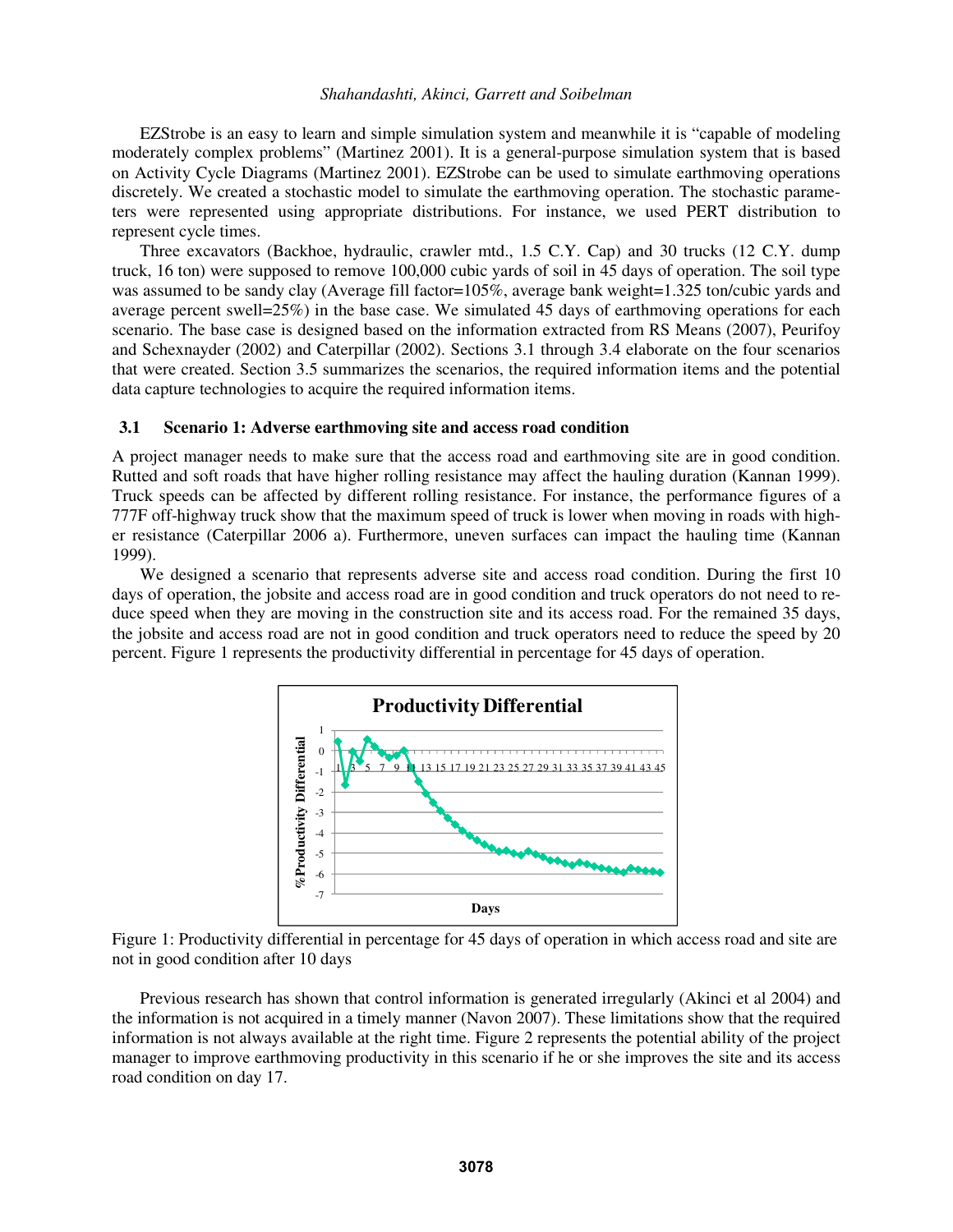EZStrobe is an easy to learn and simple simulation system and meanwhile it is "capable of modeling moderately complex problems" (Martinez 2001). It is a general-purpose simulation system that is based on Activity Cycle Diagrams (Martinez 2001). EZStrobe can be used to simulate earthmoving operations discretely. We created a stochastic model to simulate the earthmoving operation. The stochastic parameters were represented using appropriate distributions. For instance, we used PERT distribution to represent cycle times.

Three excavators (Backhoe, hydraulic, crawler mtd., 1.5 C.Y. Cap) and 30 trucks (12 C.Y. dump truck, 16 ton) were supposed to remove 100,000 cubic yards of soil in 45 days of operation. The soil type was assumed to be sandy clay (Average fill factor=105%, average bank weight=1.325 ton/cubic yards and average percent swell=25%) in the base case. We simulated 45 days of earthmoving operations for each scenario. The base case is designed based on the information extracted from RS Means (2007), Peurifoy and Schexnayder (2002) and Caterpillar (2002). Sections 3.1 through 3.4 elaborate on the four scenarios that were created. Section 3.5 summarizes the scenarios, the required information items and the potential data capture technologies to acquire the required information items.

### 3.1 Scenario 1: Adverse earthmoving site and access road condition

A project manager needs to make sure that the access road and earthmoving site are in good condition. Rutted and soft roads that have higher rolling resistance may affect the hauling duration (Kannan 1999). Truck speeds can be affected by different rolling resistance. For instance, the performance figures of a 777F off-highway truck show that the maximum speed of truck is lower when moving in roads with higher resistance (Caterpillar 2006 a). Furthermore, uneven surfaces can impact the hauling time (Kannan 1999).

We designed a scenario that represents adverse site and access road condition. During the first 10 days of operation, the jobsite and access road are in good condition and truck operators do not need to reduce speed when they are moving in the construction site and its access road. For the remained 35 days, the jobsite and access road are not in good condition and truck operators need to reduce the speed by 20 percent. Figure 1 represents the productivity differential in percentage for 45 days of operation.

Figure 1: Productivity differential in percentage for 45 days of operation in which access road and site are not in good condition after 10 days

Previous research has shown that control information is generated irregularly (Akinci et al 2004) and the information is not acquired in a timely manner (Navon 2007). These limitations show that the required information is not always available at the right time. Figure 2 represents the potential ability of the project manager to improve earthmoving productivity in this scenario if he or she improves the site and its access road condition on day 17.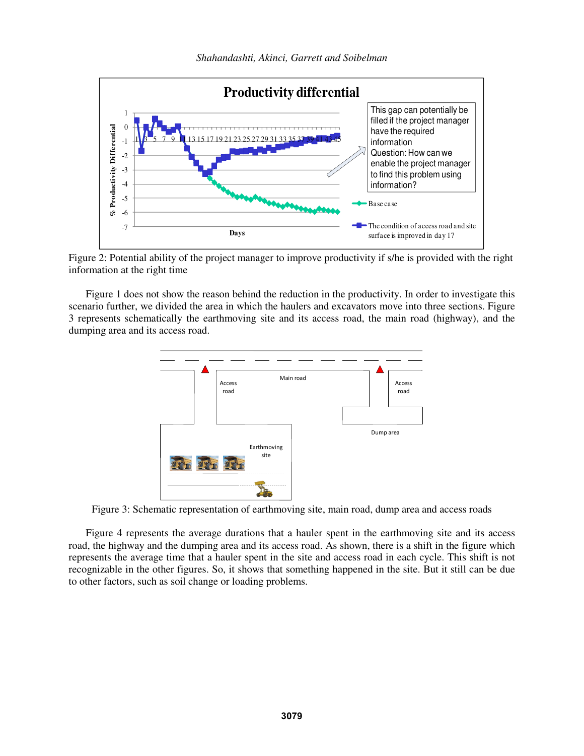Figure 2: Potential ability of the project manager to improve productivity if s/he is provided with the right information at the right time

Figure 1 does not show the reason behind the reduction in the productivity. In order to investigate this scenario further, we divided the area in which the haulers and excavators move into three sections. Figure 3 represents schematically the earthmoving site and its access road, the main road (highway), and the dumping area and its access road.

Figure 3: Schematic representation of earthmoving site, main road, dump area and access roads

Figure 4 represents the average durations that a hauler spent in the earthmoving site and its access road, the highway and the dumping area and its access road. As shown, there is a shift in the figure which represents the average time that a hauler spent in the site and access road in each cycle. This shift is not recognizable in the other figures. So, it shows that something happened in the site. But it still can be due to other factors, such as soil change or loading problems.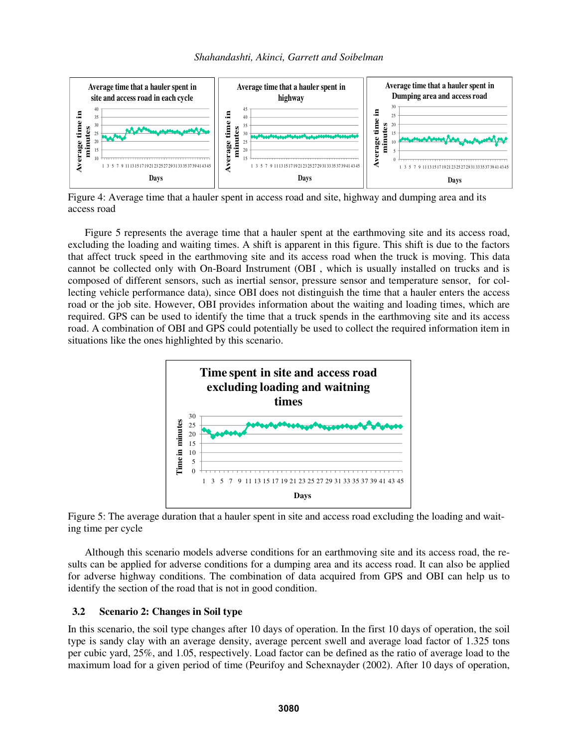Figure 4: Average time that a hauler spent in access road and site, highway and dumping area and its access road

Figure 5 represents the average time that a hauler spent at the earthmoving site and its access road, excluding the loading and waiting times. A shift is apparent in this figure. This shift is due to the factors that affect truck speed in the earthmoving site and its access road when the truck is moving. This data cannot be collected only with On-Board Instrument (OBI , which is usually installed on trucks and is composed of different sensors, such as inertial sensor, pressure sensor and temperature sensor, for collecting vehicle performance data), since OBI does not distinguish the time that a hauler enters the access road or the job site. However, OBI provides information about the waiting and loading times, which are required. GPS can be used to identify the time that a truck spends in the earthmoving site and its access road. A combination of OBI and GPS could potentially be used to collect the required information item in situations like the ones highlighted by this scenario.

Figure 5: The average duration that a hauler spent in site and access road excluding the loading and waiting time per cycle

Although this scenario models adverse conditions for an earthmoving site and its access road, the results can be applied for adverse conditions for a dumping area and its access road. It can also be applied for adverse highway conditions. The combination of data acquired from GPS and OBI can help us to identify the section of the road that is not in good condition.

### 3.2 Scenario 2: Changes in Soil type

In this scenario, the soil type changes after 10 days of operation. In the first 10 days of operation, the soil type is sandy clay with an average density, average percent swell and average load factor of 1.325 tons per cubic yard, 25%, and 1.05, respectively. Load factor can be defined as the ratio of average load to the maximum load for a given period of time (Peurifoy and Schexnayder (2002). After 10 days of operation,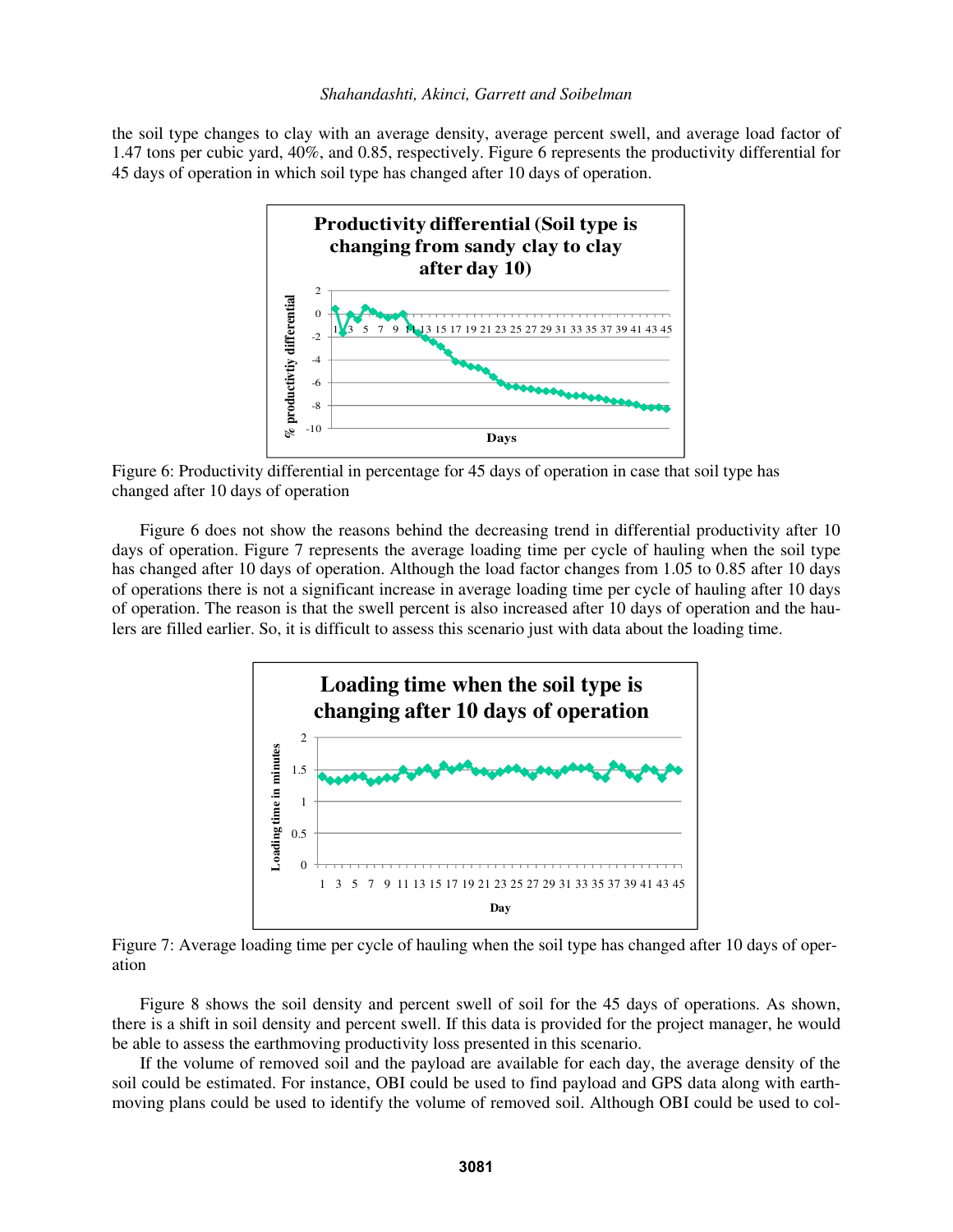the soil type changes to clay with an average density, average percent swell, and average load factor of 1.47 tons per cubic yard, 40%, and 0.85, respectively. Figure 6 represents the productivity differential for 45 days of operation in which soil type has changed after 10 days of operation.

Figure 6: Productivity differential in percentage for 45 days of operation in case that soil type has changed after 10 days of operation

Figure 6 does not show the reasons behind the decreasing trend in differential productivity after 10 days of operation. Figure 7 represents the average loading time per cycle of hauling when the soil type has changed after 10 days of operation. Although the load factor changes from 1.05 to 0.85 after 10 days of operations there is not a significant increase in average loading time per cycle of hauling after 10 days of operation. The reason is that the swell percent is also increased after 10 days of operation and the haulers are filled earlier. So, it is difficult to assess this scenario just with data about the loading time.

Figure 7: Average loading time per cycle of hauling when the soil type has changed after 10 days of operation

Figure 8 shows the soil density and percent swell of soil for the 45 days of operations. As shown, there is a shift in soil density and percent swell. If this data is provided for the project manager, he would be able to assess the earthmoving productivity loss presented in this scenario.

If the volume of removed soil and the payload are available for each day, the average density of the soil could be estimated. For instance, OBI could be used to find payload and GPS data along with earthmoving plans could be used to identify the volume of removed soil. Although OBI could be used to col-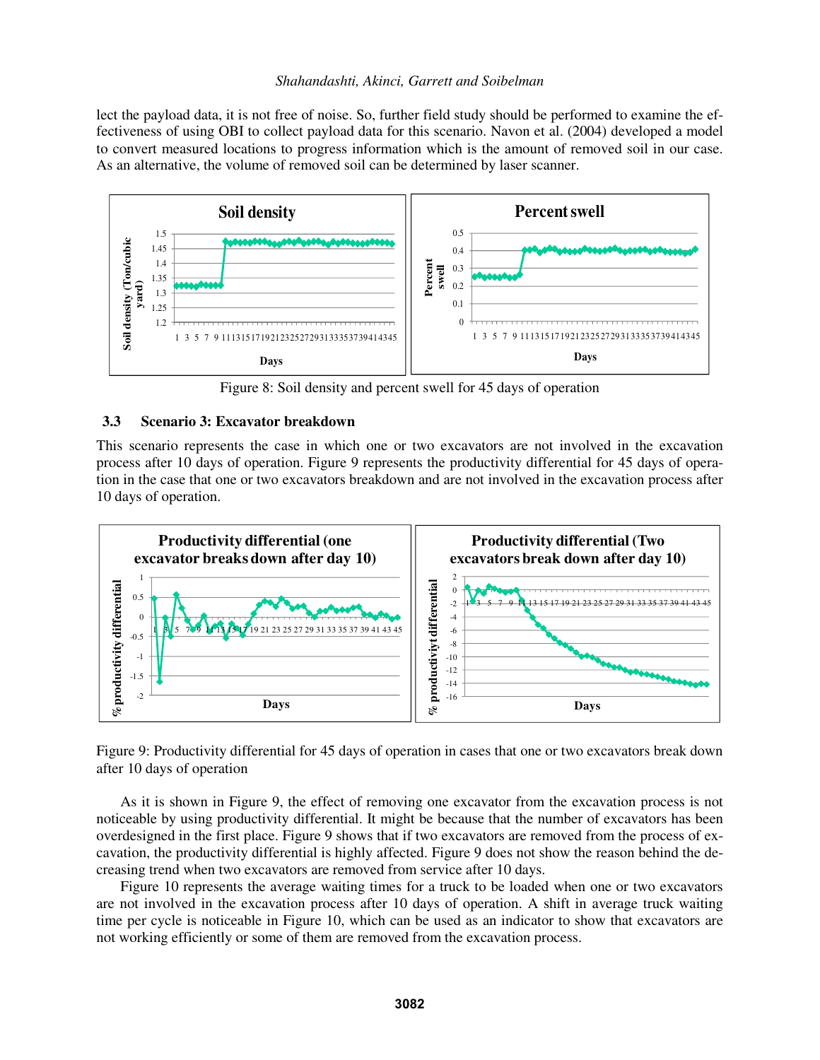lect the payload data, it is not free of noise. So, further field study should be performed to examine the effectiveness of using OBI to collect payload data for this scenario. Navon et al. (2004) developed a model to convert measured locations to progress information which is the amount of removed soil in our case. As an alternative, the volume of removed soil can be determined by laser scanner.

Figure 8: Soil density and percent swell for 45 days of operation

### 3.3 Scenario 3: Excavator breakdown

This scenario represents the case in which one or two excavators are not involved in the excavation process after 10 days of operation. Figure 9 represents the productivity differential for 45 days of operation in the case that one or two excavators breakdown and are not involved in the excavation process after 10 days of operation.

Figure 9: Productivity differential for 45 days of operation in cases that one or two excavators break down after 10 days of operation

As it is shown in Figure 9, the effect of removing one excavator from the excavation process is not noticeable by using productivity differential. It might be because that the number of excavators has been overdesigned in the first place. Figure 9 shows that if two excavators are removed from the process of excavation, the productivity differential is highly affected. Figure 9 does not show the reason behind the decreasing trend when two excavators are removed from service after 10 days.

Figure 10 represents the average waiting times for a truck to be loaded when one or two excavators are not involved in the excavation process after 10 days of operation. A shift in average truck waiting time per cycle is noticeable in Figure 10, which can be used as an indicator to show that excavators are not working efficiently or some of them are removed from the excavation process.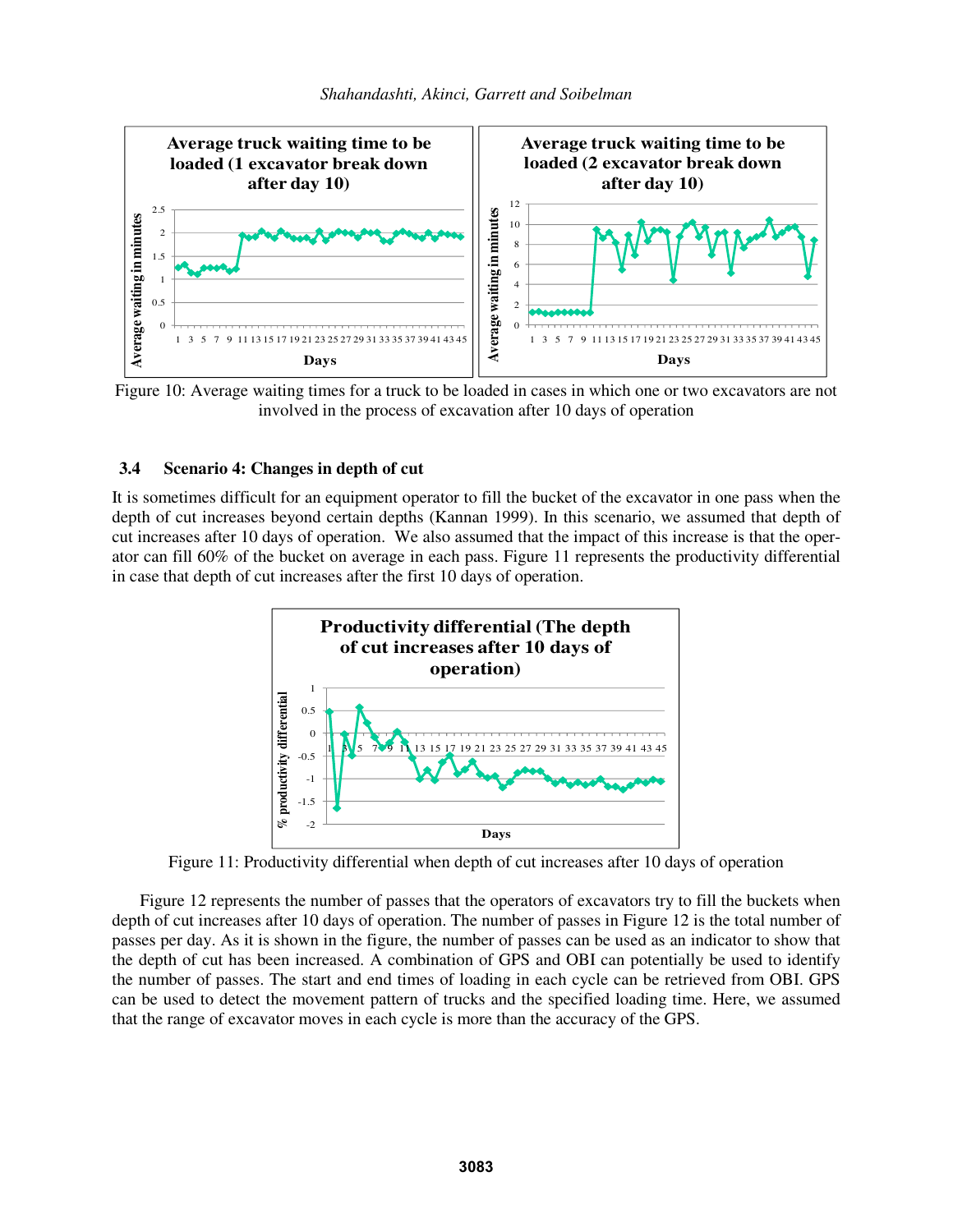Figure 10: Average waiting times for a truck to be loaded in cases in which one or two excavators are not involved in the process of excavation after 10 days of operation

### 3.4 Scenario 4: Changes in depth of cut

It is sometimes difficult for an equipment operator to fill the bucket of the excavator in one pass when the depth of cut increases beyond certain depths (Kannan 1999). In this scenario, we assumed that depth of cut increases after 10 days of operation. We also assumed that the impact of this increase is that the operator can fill 60% of the bucket on average in each pass. Figure 11 represents the productivity differential in case that depth of cut increases after the first 10 days of operation.

Figure 11: Productivity differential when depth of cut increases after 10 days of operation

Figure 12 represents the number of passes that the operators of excavators try to fill the buckets when depth of cut increases after 10 days of operation. The number of passes in Figure 12 is the total number of passes per day. As it is shown in the figure, the number of passes can be used as an indicator to show that the depth of cut has been increased. A combination of GPS and OBI can potentially be used to identify the number of passes. The start and end times of loading in each cycle can be retrieved from OBI. GPS can be used to detect the movement pattern of trucks and the specified loading time. Here, we assumed that the range of excavator moves in each cycle is more than the accuracy of the GPS.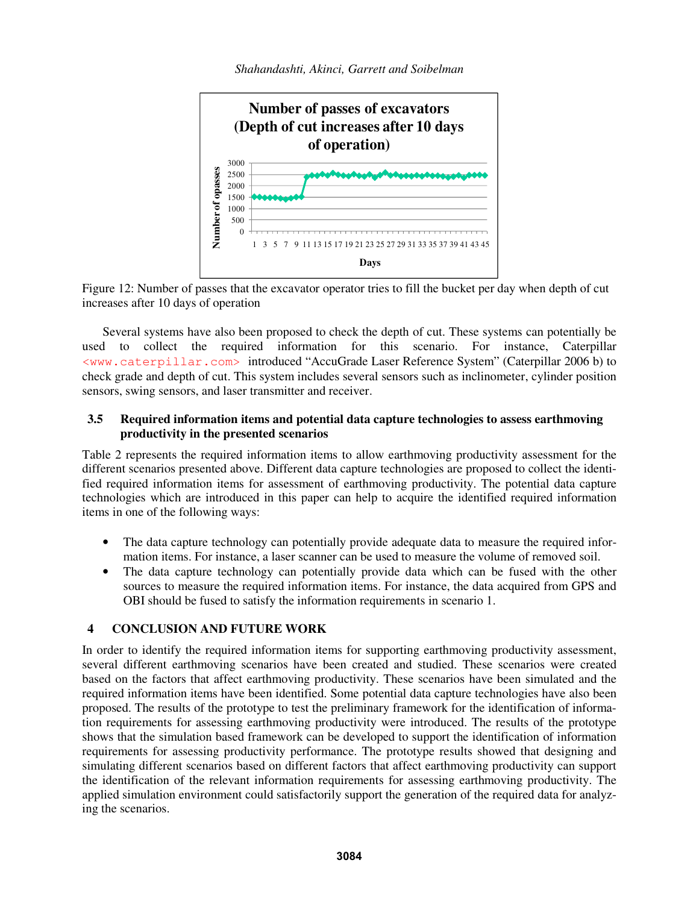Number of passes of excavators
(Depth of cut increases after 10 days
of operation)

3000
2500
2000
1500
1000
500
0

Number of opasses

1 3 5 7 9 11 13 15 17 19 21 23 25 27 29 31 33 35 37 39 41 43 45

Days

Figure 12: Number of passes that the excavator operator tries to fill the bucket per day when depth of cut increases after 10 days of operation

Several systems have also been proposed to check the depth of cut. These systems can potentially be used to collect the required information for this scenario. For instance, Caterpillar <www.caterpillar.com> introduced "AccuGrade Laser Reference System" (Caterpillar 2006 b) to check grade and depth of cut. This system includes several sensors such as inclinometer, cylinder position sensors, swing sensors, and laser transmitter and receiver.

### 3.5 Required information items and potential data capture technologies to assess earthmoving productivity in the presented scenarios

Table 2 represents the required information items to allow earthmoving productivity assessment for the different scenarios presented above. Different data capture technologies are proposed to collect the identified required information items for assessment of earthmoving productivity. The potential data capture technologies which are introduced in this paper can help to acquire the identified required information items in one of the following ways:

- The data capture technology can potentially provide adequate data to measure the required information items. For instance, a laser scanner can be used to measure the volume of removed soil.
- The data capture technology can potentially provide data which can be fused with the other sources to measure the required information items. For instance, the data acquired from GPS and OBI should be fused to satisfy the information requirements in scenario 1.

## 4 CONCLUSION AND FUTURE WORK

In order to identify the required information items for supporting earthmoving productivity assessment, several different earthmoving scenarios have been created and studied. These scenarios were created based on the factors that affect earthmoving productivity. These scenarios have been simulated and the required information items have been identified. Some potential data capture technologies have also been proposed. The results of the prototype to test the preliminary framework for the identification of information requirements for assessing earthmoving productivity were introduced. The results of the prototype shows that the simulation based framework can be developed to support the identification of information requirements for assessing productivity performance. The prototype results showed that designing and simulating different scenarios based on different factors that affect earthmoving productivity can support the identification of the relevant information requirements for assessing earthmoving productivity. The applied simulation environment could satisfactorily support the generation of the required data for analyzing the scenarios.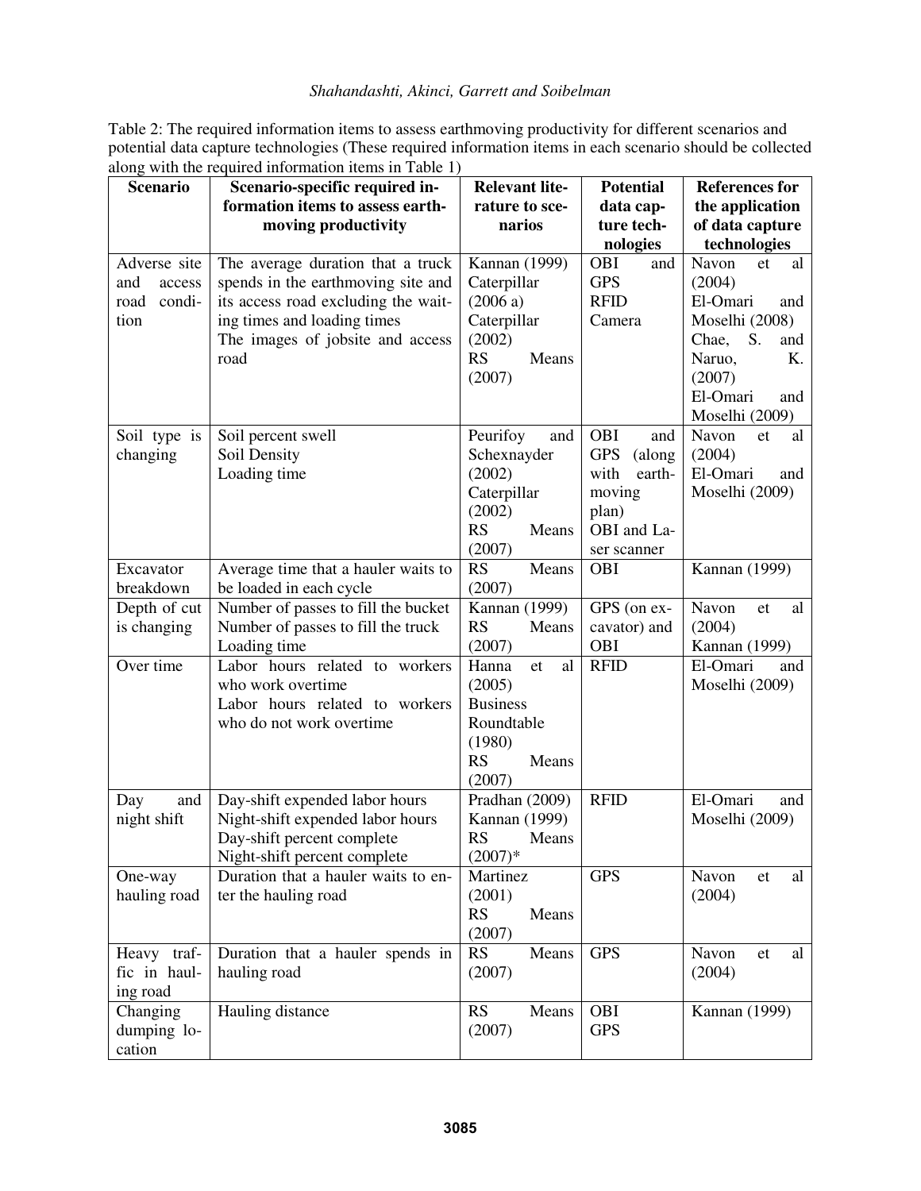Table 2: The required information items to assess earthmoving productivity for different scenarios and potential data capture technologies (These required information items in each scenario should be collected along with the required information items in Table 1)

| Scenario | Scenario-specific required information items to assess earthmoving productivity | Relevant literature to scenarios | Potential data capture technologies | References for the application of data capture technologies |
|---|---|---|---|---|
| Adverse site and access road condition | The average duration that a truck spends in the earthmoving site and its access road excluding the waiting times and loading times<br>The images of jobsite and access road | Kannan (1999)<br>Caterpillar (2006 a)<br>Caterpillar (2002)<br>RS Means (2007) | OBI and GPS<br>RFID<br>Camera | Navon et al (2004)<br>El-Omari and Moselhi (2008)<br>Chae, S. and Naruo, K. (2007)<br>El-Omari and Moselhi (2009) |
| Soil type is changing | Soil percent swell<br>Soil Density<br>Loading time | Peurifoy and Schexnayder (2002)<br>Caterpillar (2002)<br>RS Means (2007) | OBI and GPS (along with earthmoving plan)<br>OBI and Laser scanner | Navon et al (2004)<br>El-Omari and Moselhi (2009) |
| Excavator breakdown | Average time that a hauler waits to be loaded in each cycle | RS Means (2007) | OBI | Kannan (1999) |
| Depth of cut is changing | Number of passes to fill the bucket<br>Number of passes to fill the truck<br>Loading time | Kannan (1999)<br>RS Means (2007) | GPS (on excavator) and OBI | Navon et al (2004)<br>Kannan (1999) |
| Over time | Labor hours related to workers who work overtime<br>Labor hours related to workers who do not work overtime | Hanna et al (2005)<br>Business Roundtable (1980)<br>RS Means (2007) | RFID | El-Omari and Moselhi (2009) |
| Day and night shift | Day-shift expended labor hours<br>Night-shift expended labor hours<br>Day-shift percent complete<br>Night-shift percent complete | Pradhan (2009)<br>Kannan (1999)<br>RS Means (2007)* | RFID | El-Omari and Moselhi (2009) |
| One-way hauling road | Duration that a hauler waits to enter the hauling road | Martinez (2001)<br>RS Means (2007) | GPS | Navon et al (2004) |
| Heavy traffic in hauling road | Duration that a hauler spends in hauling road | RS Means (2007) | GPS | Navon et al (2004) |
| Changing dumping location | Hauling distance | RS Means (2007) | OBI<br>GPS | Kannan (1999) |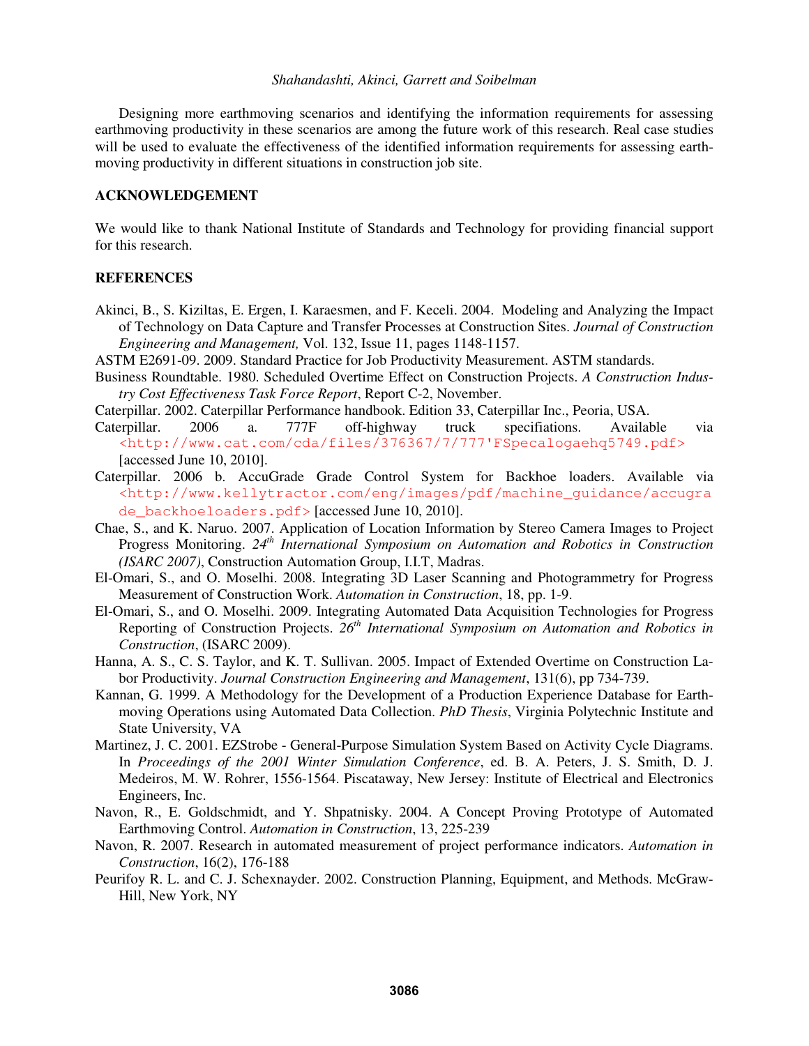Designing more earthmoving scenarios and identifying the information requirements for assessing earthmoving productivity in these scenarios are among the future work of this research. Real case studies will be used to evaluate the effectiveness of the identified information requirements for assessing earthmoving productivity in different situations in construction job site.

## ACKNOWLEDGEMENT

We would like to thank National Institute of Standards and Technology for providing financial support for this research.

## REFERENCES

Akinci, B., S. Kiziltas, E. Ergen, I. Karaesmen, and F. Keceli. 2004. Modeling and Analyzing the Impact of Technology on Data Capture and Transfer Processes at Construction Sites. *Journal of Construction Engineering and Management,* Vol. 132, Issue 11, pages 1148-1157.

ASTM E2691-09. 2009. Standard Practice for Job Productivity Measurement. ASTM standards.

Business Roundtable. 1980. Scheduled Overtime Effect on Construction Projects. *A Construction Industry Cost Effectiveness Task Force Report*, Report C-2, November.

Caterpillar. 2002. Caterpillar Performance handbook. Edition 33, Caterpillar Inc., Peoria, USA.

Caterpillar. 2006 a. 777F off-highway truck specifications. Available via <http://www.cat.com/cda/files/376367/7/777'FSpecalogaehq5749.pdf> [accessed June 10, 2010].

Caterpillar. 2006 b. AccuGrade Grade Control System for Backhoe loaders. Available via <http://www.kellytractor.com/eng/images/pdf/machine_guidance/accugrade_backhoeloaders.pdf> [accessed June 10, 2010].

Chae, S., and K. Naruo. 2007. Application of Location Information by Stereo Camera Images to Project Progress Monitoring. *24th International Symposium on Automation and Robotics in Construction (ISARC 2007)*, Construction Automation Group, I.I.T, Madras.

El-Omari, S., and O. Moselhi. 2008. Integrating 3D Laser Scanning and Photogrammetry for Progress Measurement of Construction Work. *Automation in Construction*, 18, pp. 1-9.

El-Omari, S., and O. Moselhi. 2009. Integrating Automated Data Acquisition Technologies for Progress Reporting of Construction Projects. *26th International Symposium on Automation and Robotics in Construction*, (ISARC 2009).

Hanna, A. S., C. S. Taylor, and K. T. Sullivan. 2005. Impact of Extended Overtime on Construction Labor Productivity. *Journal Construction Engineering and Management*, 131(6), pp 734-739.

Kannan, G. 1999. A Methodology for the Development of a Production Experience Database for Earthmoving Operations using Automated Data Collection. *PhD Thesis*, Virginia Polytechnic Institute and State University, VA

Martinez, J. C. 2001. EZStrobe - General-Purpose Simulation System Based on Activity Cycle Diagrams. In *Proceedings of the 2001 Winter Simulation Conference*, ed. B. A. Peters, J. S. Smith, D. J. Medeiros, M. W. Rohrer, 1556-1564. Piscataway, New Jersey: Institute of Electrical and Electronics Engineers, Inc.

Navon, R., E. Goldschmidt, and Y. Shpatnisky. 2004. A Concept Proving Prototype of Automated Earthmoving Control. *Automation in Construction*, 13, 225-239

Navon, R. 2007. Research in automated measurement of project performance indicators. *Automation in Construction*, 16(2), 176-188

Peurifoy R. L. and C. J. Schexnayder. 2002. Construction Planning, Equipment, and Methods. McGraw-Hill, New York, NY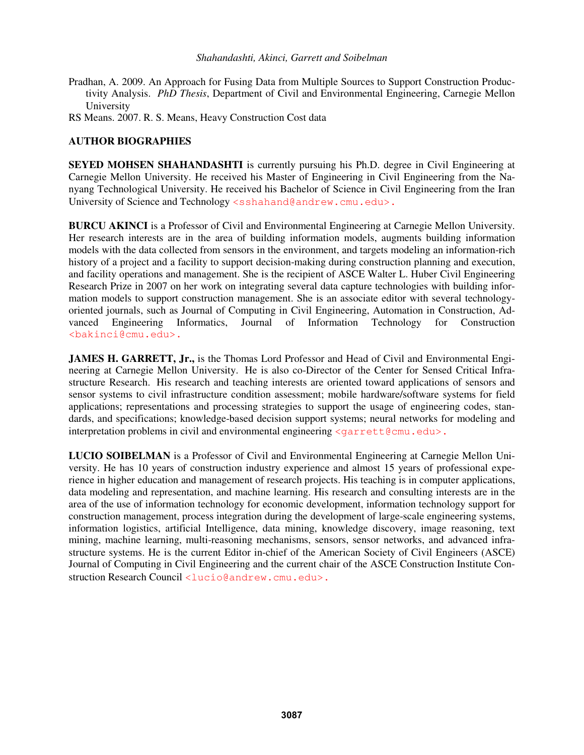Pradhan, A. 2009. An Approach for Fusing Data from Multiple Sources to Support Construction Productivity Analysis. *PhD Thesis*, Department of Civil and Environmental Engineering, Carnegie Mellon University

RS Means. 2007. R. S. Means, Heavy Construction Cost data

## AUTHOR BIOGRAPHIES

**SEYED MOHSEN SHAHANDASHTI** is currently pursuing his Ph.D. degree in Civil Engineering at Carnegie Mellon University. He received his Master of Engineering in Civil Engineering from the Nanyang Technological University. He received his Bachelor of Science in Civil Engineering from the Iran University of Science and Technology <sshahand@andrew.cmu.edu>.

**BURCU AKINCI** is a Professor of Civil and Environmental Engineering at Carnegie Mellon University. Her research interests are in the area of building information models, augments building information models with the data collected from sensors in the environment, and targets modeling an information-rich history of a project and a facility to support decision-making during construction planning and execution, and facility operations and management. She is the recipient of ASCE Walter L. Huber Civil Engineering Research Prize in 2007 on her work on integrating several data capture technologies with building information models to support construction management. She is an associate editor with several technology-oriented journals, such as Journal of Computing in Civil Engineering, Automation in Construction, Advanced Engineering Informatics, Journal of Information Technology for Construction <bakinci@cmu.edu>.

**JAMES H. GARRETT, Jr.,** is the Thomas Lord Professor and Head of Civil and Environmental Engineering at Carnegie Mellon University. He is also co-Director of the Center for Sensed Critical Infrastructure Research. His research and teaching interests are oriented toward applications of sensors and sensor systems to civil infrastructure condition assessment; mobile hardware/software systems for field applications; representations and processing strategies to support the usage of engineering codes, standards, and specifications; knowledge-based decision support systems; neural networks for modeling and interpretation problems in civil and environmental engineering <garrett@cmu.edu>.

**LUCIO SOIBELMAN** is a Professor of Civil and Environmental Engineering at Carnegie Mellon University. He has 10 years of construction industry experience and almost 15 years of professional experience in higher education and management of research projects. His teaching is in computer applications, data modeling and representation, and machine learning. His research and consulting interests are in the area of the use of information technology for economic development, information technology support for construction management, process integration during the development of large-scale engineering systems, information logistics, artificial Intelligence, data mining, knowledge discovery, image reasoning, text mining, machine learning, multi-reasoning mechanisms, sensors, sensor networks, and advanced infrastructure systems. He is the current Editor in-chief of the American Society of Civil Engineers (ASCE) Journal of Computing in Civil Engineering and the current chair of the ASCE Construction Institute Construction Research Council <lucio@andrew.cmu.edu>.